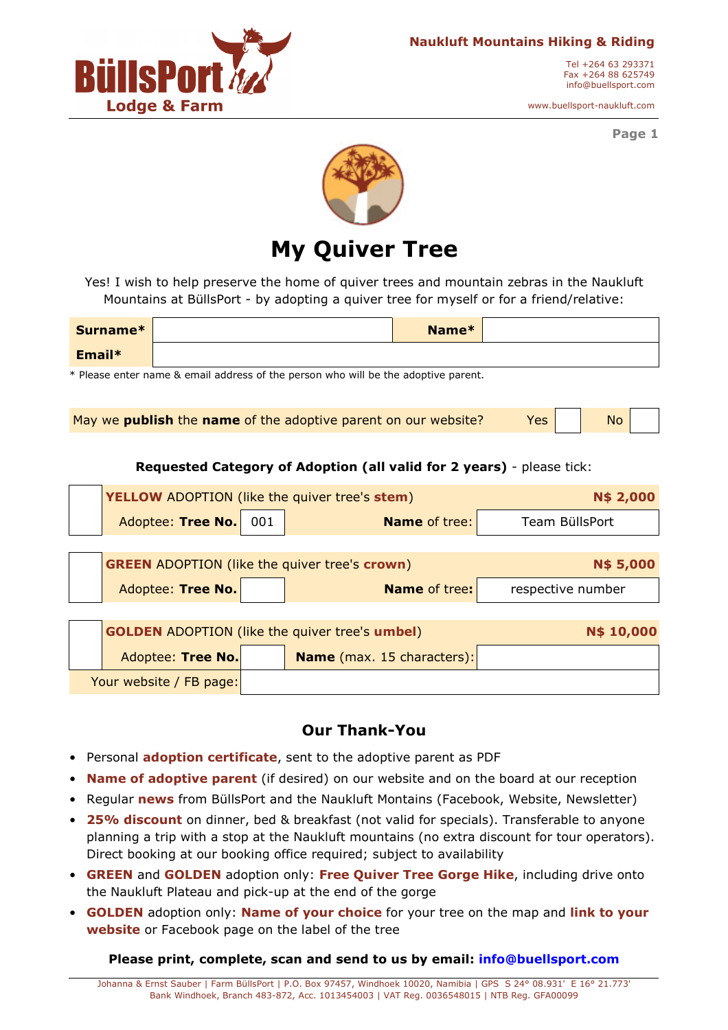BüllsPort Lodge & Farm

**Naukluft Mountains Hiking & Riding**

Tel +264 63 293371
Fax +264 88 625749
info@buellsport.com

www.buellsport-naukluft.com

# My Quiver Tree

Yes! I wish to help preserve the home of quiver trees and mountain zebras in the Naukluft Mountains at BüllsPort - by adopting a quiver tree for myself or for a friend/relative:

| **Surname*** | | **Name*** | |
|---|---|---|---|
| **Email*** | | | |

* Please enter name & email address of the person who will be the adoptive parent.

| May we **publish** the **name** of the adoptive parent on our website? | Yes | | No | |
|---|---|---|---|---|

**Requested Category of Adoption (all valid for 2 years)** - please tick:

| | **YELLOW** ADOPTION (like the quiver tree's **stem**) | | | **N$ 2,000** |
|---|---|---|---|---|
| | Adoptee: **Tree No.** | 001 | **Name** of tree: | Team BüllsPort |

| | **GREEN** ADOPTION (like the quiver tree's **crown**) | | | **N$ 5,000** |
|---|---|---|---|---|
| | Adoptee: **Tree No.** | | **Name** of tree: | respective number |

| | **GOLDEN** ADOPTION (like the quiver tree's **umbel**) | | | **N$ 10,000** |
|---|---|---|---|---|
| | Adoptee: **Tree No.** | | **Name** (max. 15 characters): | |
| Your website / FB page: | | | | |

## Our Thank-You

- Personal **adoption certificate**, sent to the adoptive parent as PDF
- **Name of adoptive parent** (if desired) on our website and on the board at our reception
- Regular **news** from BüllsPort and the Naukluft Montains (Facebook, Website, Newsletter)
- **25% discount** on dinner, bed & breakfast (not valid for specials). Transferable to anyone planning a trip with a stop at the Naukluft mountains (no extra discount for tour operators). Direct booking at our booking office required; subject to availability
- **GREEN** and **GOLDEN** adoption only: **Free Quiver Tree Gorge Hike**, including drive onto the Naukluft Plateau and pick-up at the end of the gorge
- **GOLDEN** adoption only: **Name of your choice** for your tree on the map and **link to your website** or Facebook page on the label of the tree

**Please print, complete, scan and send to us by email: info@buellsport.com**

Johanna & Ernst Sauber | Farm BüllsPort | P.O. Box 97457, Windhoek 10020, Namibia | GPS S 24° 08.931' E 16° 21.773'
Bank Windhoek, Branch 483-872, Acc. 1013454003 | VAT Reg. 0036548015 | NTB Reg. GFA00099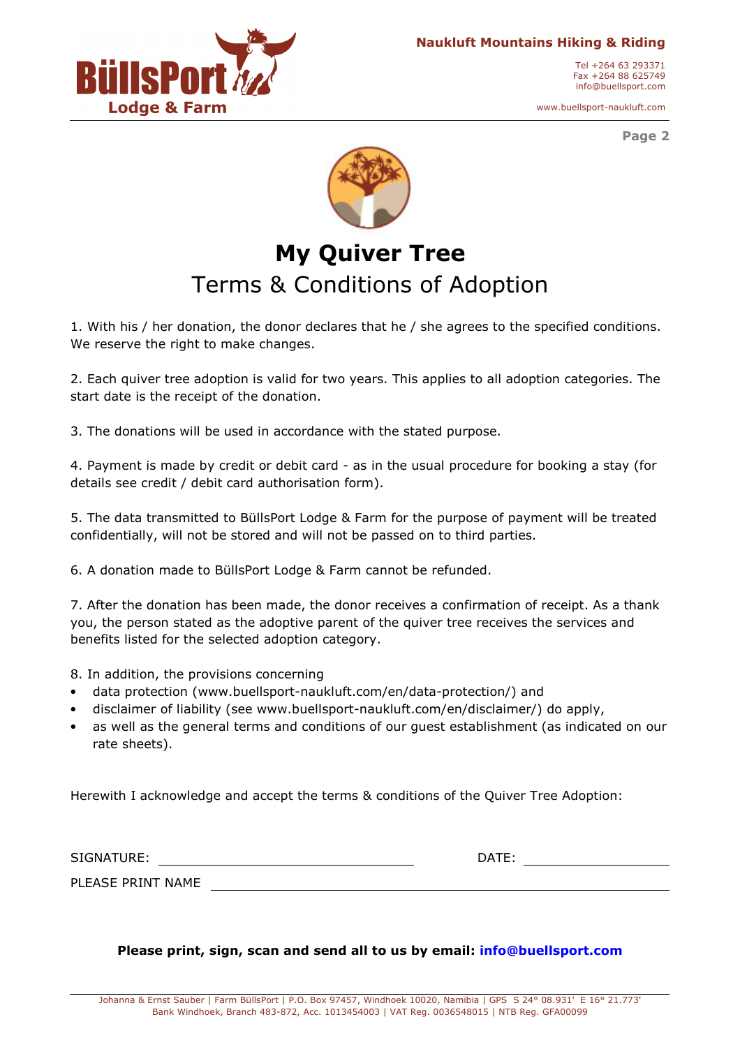# My Quiver Tree

## Terms & Conditions of Adoption

1. With his / her donation, the donor declares that he / she agrees to the specified conditions. We reserve the right to make changes.

2. Each quiver tree adoption is valid for two years. This applies to all adoption categories. The start date is the receipt of the donation.

3. The donations will be used in accordance with the stated purpose.

4. Payment is made by credit or debit card - as in the usual procedure for booking a stay (for details see credit / debit card authorisation form).

5. The data transmitted to BüllsPort Lodge & Farm for the purpose of payment will be treated confidentially, will not be stored and will not be passed on to third parties.

6. A donation made to BüllsPort Lodge & Farm cannot be refunded.

7. After the donation has been made, the donor receives a confirmation of receipt. As a thank you, the person stated as the adoptive parent of the quiver tree receives the services and benefits listed for the selected adoption category.

8. In addition, the provisions concerning

- data protection (www.buellsport-naukluft.com/en/data-protection/) and
- disclaimer of liability (see www.buellsport-naukluft.com/en/disclaimer/) do apply,
- as well as the general terms and conditions of our guest establishment (as indicated on our rate sheets).

Herewith I acknowledge and accept the terms & conditions of the Quiver Tree Adoption:

SIGNATURE: ______________________________ DATE: ________________

PLEASE PRINT NAME ______________________________________________

**Please print, sign, scan and send all to us by email: info@buellsport.com**

Johanna & Ernst Sauber | Farm BüllsPort | P.O. Box 97457, Windhoek 10020, Namibia | GPS S 24° 08.931' E 16° 21.773'
Bank Windhoek, Branch 483-872, Acc. 1013454003 | VAT Reg. 0036548015 | NTB Reg. GFA00099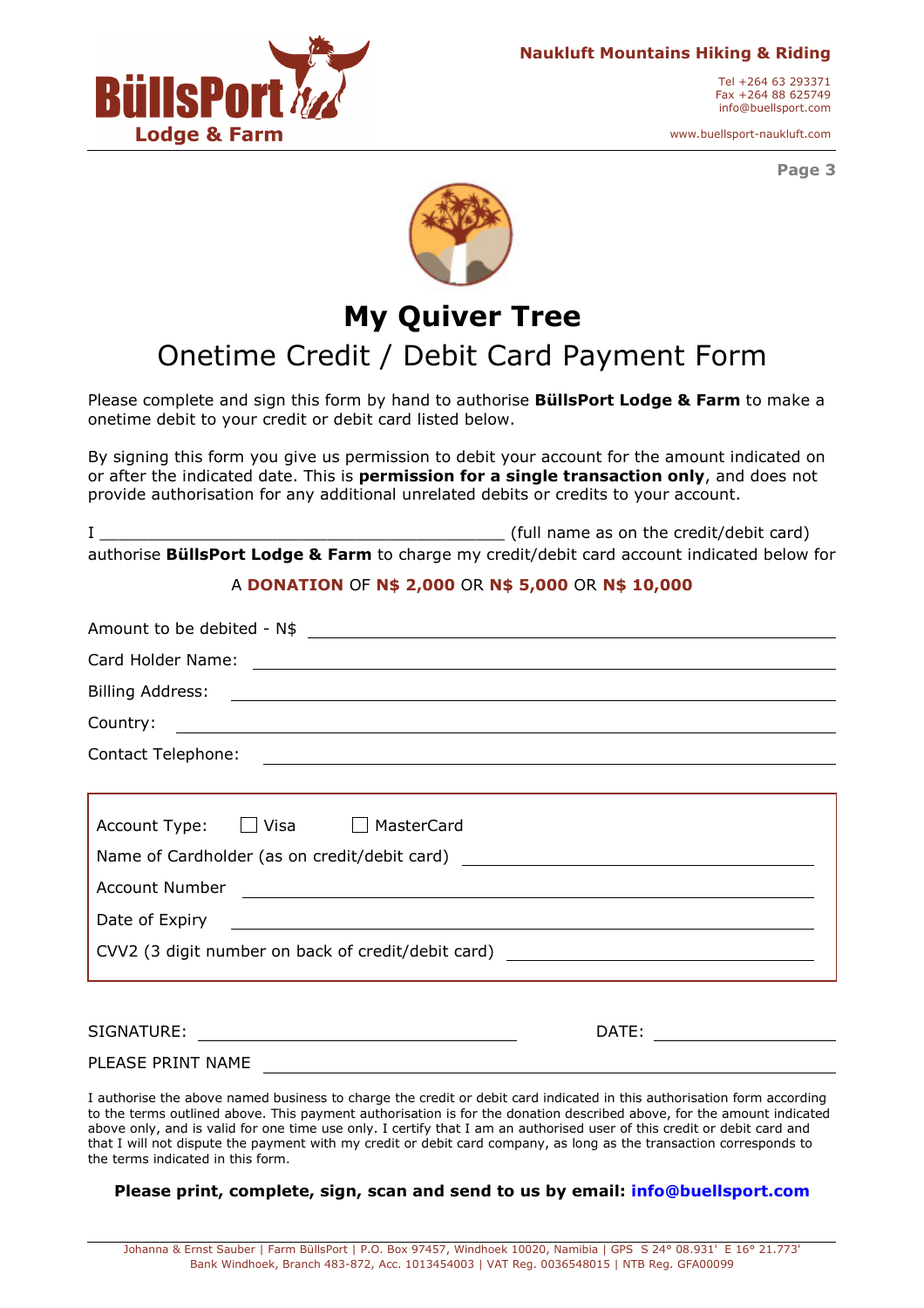# My Quiver Tree

## Onetime Credit / Debit Card Payment Form

Please complete and sign this form by hand to authorise **BüllsPort Lodge & Farm** to make a onetime debit to your credit or debit card listed below.

By signing this form you give us permission to debit your account for the amount indicated on or after the indicated date. This is **permission for a single transaction only**, and does not provide authorisation for any additional unrelated debits or credits to your account.

I ________________________________________ (full name as on the credit/debit card) authorise **BüllsPort Lodge & Farm** to charge my credit/debit card account indicated below for

A **DONATION** OF **N$ 2,000** OR **N$ 5,000** OR **N$ 10,000**

Amount to be debited - N$ ________________________________________

Card Holder Name: ________________________________________

Billing Address: ________________________________________

Country: ________________________________________

Contact Telephone: ________________________________________

Account Type: ☐ Visa ☐ MasterCard

Name of Cardholder (as on credit/debit card) ________________________________________

Account Number ________________________________________

Date of Expiry ________________________________________

CVV2 (3 digit number on back of credit/debit card) ________________________________________

SIGNATURE: ______________________ DATE: ______________

PLEASE PRINT NAME ________________________________________

I authorise the above named business to charge the credit or debit card indicated in this authorisation form according to the terms outlined above. This payment authorisation is for the donation described above, for the amount indicated above only, and is valid for one time use only. I certify that I am an authorised user of this credit or debit card and that I will not dispute the payment with my credit or debit card company, as long as the transaction corresponds to the terms indicated in this form.

**Please print, complete, sign, scan and send to us by email: info@buellsport.com**